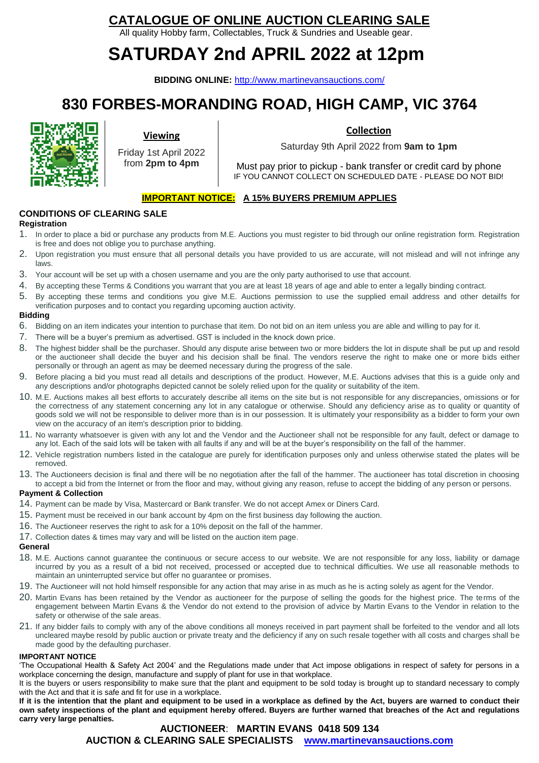# CATALOGUE OF ONLINE AUCTION CLEARING SALE

All quality Hobby farm, Collectables, Truck & Sundries and Useable gear.

# SATURDAY 2nd APRIL 2022 at 12pm

**BIDDING ONLINE:** http://www.martinevansauctions.com/

# 830 FORBES-MORANDING ROAD, HIGH CAMP, VIC 3764

**Viewing**

Friday 1st April 2022 from **2pm to 4pm**

**Collection**

Saturday 9th April 2022 from **9am to 1pm**

Must pay prior to pickup - bank transfer or credit card by phone

IF YOU CANNOT COLLECT ON SCHEDULED DATE - PLEASE DO NOT BID!

**IMPORTANT NOTICE: A 15% BUYERS PREMIUM APPLIES**

## CONDITIONS OF CLEARING SALE

### Registration

1. In order to place a bid or purchase any products from M.E. Auctions you must register to bid through our online registration form. Registration is free and does not oblige you to purchase anything.
2. Upon registration you must ensure that all personal details you have provided to us are accurate, will not mislead and will not infringe any laws.
3. Your account will be set up with a chosen username and you are the only party authorised to use that account.
4. By accepting these Terms & Conditions you warrant that you are at least 18 years of age and able to enter a legally binding contract.
5. By accepting these terms and conditions you give M.E. Auctions permission to use the supplied email address and other detailfs for verification purposes and to contact you regarding upcoming auction activity.

### Bidding

6. Bidding on an item indicates your intention to purchase that item. Do not bid on an item unless you are able and willing to pay for it.
7. There will be a buyer's premium as advertised. GST is included in the knock down price.
8. The highest bidder shall be the purchaser. Should any dispute arise between two or more bidders the lot in dispute shall be put up and resold or the auctioneer shall decide the buyer and his decision shall be final. The vendors reserve the right to make one or more bids either personally or through an agent as may be deemed necessary during the progress of the sale.
9. Before placing a bid you must read all details and descriptions of the product. However, M.E. Auctions advises that this is a guide only and any descriptions and/or photographs depicted cannot be solely relied upon for the quality or suitability of the item.
10. M.E. Auctions makes all best efforts to accurately describe all items on the site but is not responsible for any discrepancies, omissions or for the correctness of any statement concerning any lot in any catalogue or otherwise. Should any deficiency arise as to quality or quantity of goods sold we will not be responsible to deliver more than is in our possession. It is ultimately your responsibility as a bidder to form your own view on the accuracy of an item's description prior to bidding.
11. No warranty whatsoever is given with any lot and the Vendor and the Auctioneer shall not be responsible for any fault, defect or damage to any lot. Each of the said lots will be taken with all faults if any and will be at the buyer's responsibility on the fall of the hammer.
12. Vehicle registration numbers listed in the catalogue are purely for identification purposes only and unless otherwise stated the plates will be removed.
13. The Auctioneers decision is final and there will be no negotiation after the fall of the hammer. The auctioneer has total discretion in choosing to accept a bid from the Internet or from the floor and may, without giving any reason, refuse to accept the bidding of any person or persons.

### Payment & Collection

14. Payment can be made by Visa, Mastercard or Bank transfer. We do not accept Amex or Diners Card.
15. Payment must be received in our bank account by 4pm on the first business day following the auction.
16. The Auctioneer reserves the right to ask for a 10% deposit on the fall of the hammer.
17. Collection dates & times may vary and will be listed on the auction item page.

### General

18. M.E. Auctions cannot guarantee the continuous or secure access to our website. We are not responsible for any loss, liability or damage incurred by you as a result of a bid not received, processed or accepted due to technical difficulties. We use all reasonable methods to maintain an uninterrupted service but offer no guarantee or promises.
19. The Auctioneer will not hold himself responsible for any action that may arise in as much as he is acting solely as agent for the Vendor.
20. Martin Evans has been retained by the Vendor as auctioneer for the purpose of selling the goods for the highest price. The terms of the engagement between Martin Evans & the Vendor do not extend to the provision of advice by Martin Evans to the Vendor in relation to the safety or otherwise of the sale areas.
21. If any bidder fails to comply with any of the above conditions all moneys received in part payment shall be forfeited to the vendor and all lots uncleared maybe resold by public auction or private treaty and the deficiency if any on such resale together with all costs and charges shall be made good by the defaulting purchaser.

### IMPORTANT NOTICE

'The Occupational Health & Safety Act 2004' and the Regulations made under that Act impose obligations in respect of safety for persons in a workplace concerning the design, manufacture and supply of plant for use in that workplace.

It is the buyers or users responsibility to make sure that the plant and equipment to be sold today is brought up to standard necessary to comply with the Act and that it is safe and fit for use in a workplace.

**If it is the intention that the plant and equipment to be used in a workplace as defined by the Act, buyers are warned to conduct their own safety inspections of the plant and equipment hereby offered. Buyers are further warned that breaches of the Act and regulations carry very large penalties.**

**AUCTIONEER: MARTIN EVANS 0418 509 134**

**AUCTION & CLEARING SALE SPECIALISTS www.martinevansauctions.com**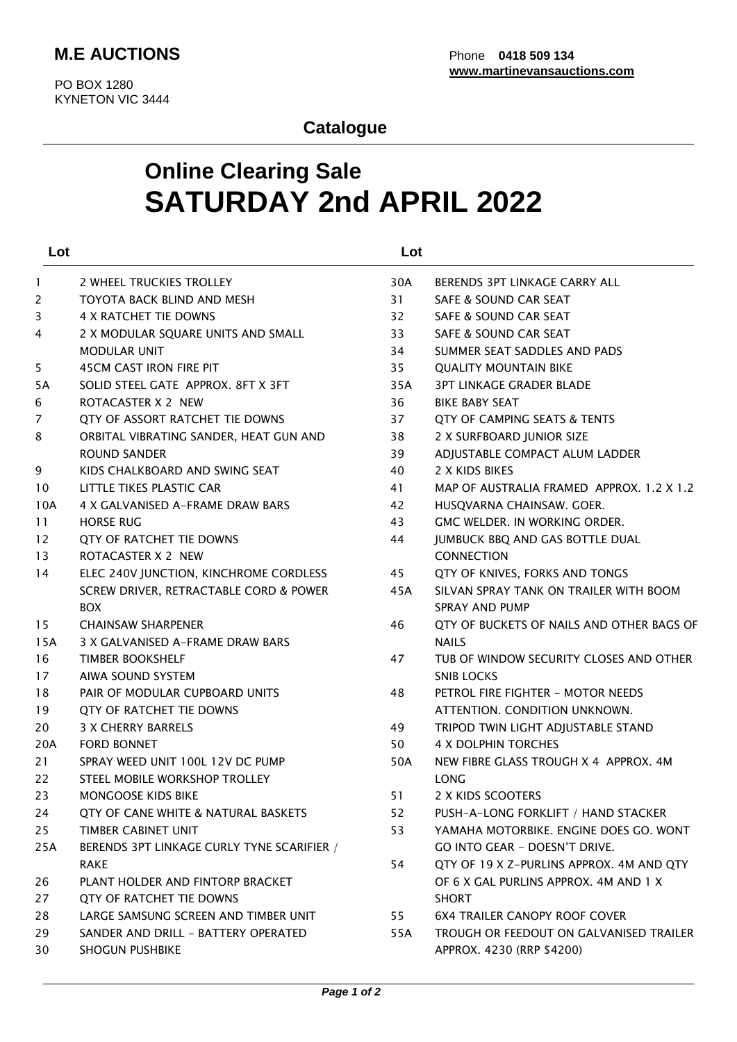# M.E AUCTIONS

PO BOX 1280
KYNETON VIC 3444

Phone **0418 509 134**
**www.martinevansauctions.com**

**Catalogue**

## Online Clearing Sale
# SATURDAY 2nd APRIL 2022

| Lot | |
|---|---|
| 1 | 2 WHEEL TRUCKIES TROLLEY |
| 2 | TOYOTA BACK BLIND AND MESH |
| 3 | 4 X RATCHET TIE DOWNS |
| 4 | 2 X MODULAR SQUARE UNITS AND SMALL MODULAR UNIT |
| 5 | 45CM CAST IRON FIRE PIT |
| 5A | SOLID STEEL GATE APPROX. 8FT X 3FT |
| 6 | ROTACASTER X 2 NEW |
| 7 | QTY OF ASSORT RATCHET TIE DOWNS |
| 8 | ORBITAL VIBRATING SANDER, HEAT GUN AND ROUND SANDER |
| 9 | KIDS CHALKBOARD AND SWING SEAT |
| 10 | LITTLE TIKES PLASTIC CAR |
| 10A | 4 X GALVANISED A-FRAME DRAW BARS |
| 11 | HORSE RUG |
| 12 | QTY OF RATCHET TIE DOWNS |
| 13 | ROTACASTER X 2 NEW |
| 14 | ELEC 240V JUNCTION, KINCHROME CORDLESS SCREW DRIVER, RETRACTABLE CORD & POWER BOX |
| 15 | CHAINSAW SHARPENER |
| 15A | 3 X GALVANISED A-FRAME DRAW BARS |
| 16 | TIMBER BOOKSHELF |
| 17 | AIWA SOUND SYSTEM |
| 18 | PAIR OF MODULAR CUPBOARD UNITS |
| 19 | QTY OF RATCHET TIE DOWNS |
| 20 | 3 X CHERRY BARRELS |
| 20A | FORD BONNET |
| 21 | SPRAY WEED UNIT 100L 12V DC PUMP |
| 22 | STEEL MOBILE WORKSHOP TROLLEY |
| 23 | MONGOOSE KIDS BIKE |
| 24 | QTY OF CANE WHITE & NATURAL BASKETS |
| 25 | TIMBER CABINET UNIT |
| 25A | BERENDS 3PT LINKAGE CURLY TYNE SCARIFIER / RAKE |
| 26 | PLANT HOLDER AND FINTORP BRACKET |
| 27 | QTY OF RATCHET TIE DOWNS |
| 28 | LARGE SAMSUNG SCREEN AND TIMBER UNIT |
| 29 | SANDER AND DRILL - BATTERY OPERATED |
| 30 | SHOGUN PUSHBIKE |
| 30A | BERENDS 3PT LINKAGE CARRY ALL |
| 31 | SAFE & SOUND CAR SEAT |
| 32 | SAFE & SOUND CAR SEAT |
| 33 | SAFE & SOUND CAR SEAT |
| 34 | SUMMER SEAT SADDLES AND PADS |
| 35 | QUALITY MOUNTAIN BIKE |
| 35A | 3PT LINKAGE GRADER BLADE |
| 36 | BIKE BABY SEAT |
| 37 | QTY OF CAMPING SEATS & TENTS |
| 38 | 2 X SURFBOARD JUNIOR SIZE |
| 39 | ADJUSTABLE COMPACT ALUM LADDER |
| 40 | 2 X KIDS BIKES |
| 41 | MAP OF AUSTRALIA FRAMED APPROX. 1.2 X 1.2 |
| 42 | HUSQVARNA CHAINSAW. GOER. |
| 43 | GMC WELDER. IN WORKING ORDER. |
| 44 | JUMBUCK BBQ AND GAS BOTTLE DUAL CONNECTION |
| 45 | QTY OF KNIVES, FORKS AND TONGS |
| 45A | SILVAN SPRAY TANK ON TRAILER WITH BOOM SPRAY AND PUMP |
| 46 | QTY OF BUCKETS OF NAILS AND OTHER BAGS OF NAILS |
| 47 | TUB OF WINDOW SECURITY CLOSES AND OTHER SNIB LOCKS |
| 48 | PETROL FIRE FIGHTER - MOTOR NEEDS ATTENTION. CONDITION UNKNOWN. |
| 49 | TRIPOD TWIN LIGHT ADJUSTABLE STAND |
| 50 | 4 X DOLPHIN TORCHES |
| 50A | NEW FIBRE GLASS TROUGH X 4 APPROX. 4M LONG |
| 51 | 2 X KIDS SCOOTERS |
| 52 | PUSH-A-LONG FORKLIFT / HAND STACKER |
| 53 | YAMAHA MOTORBIKE. ENGINE DOES GO. WONT GO INTO GEAR - DOESN'T DRIVE. |
| 54 | QTY OF 19 X Z-PURLINS APPROX. 4M AND QTY OF 6 X GAL PURLINS APPROX. 4M AND 1 X SHORT |
| 55 | 6X4 TRAILER CANOPY ROOF COVER |
| 55A | TROUGH OR FEEDOUT ON GALVANISED TRAILER APPROX. 4230 (RRP $4200) |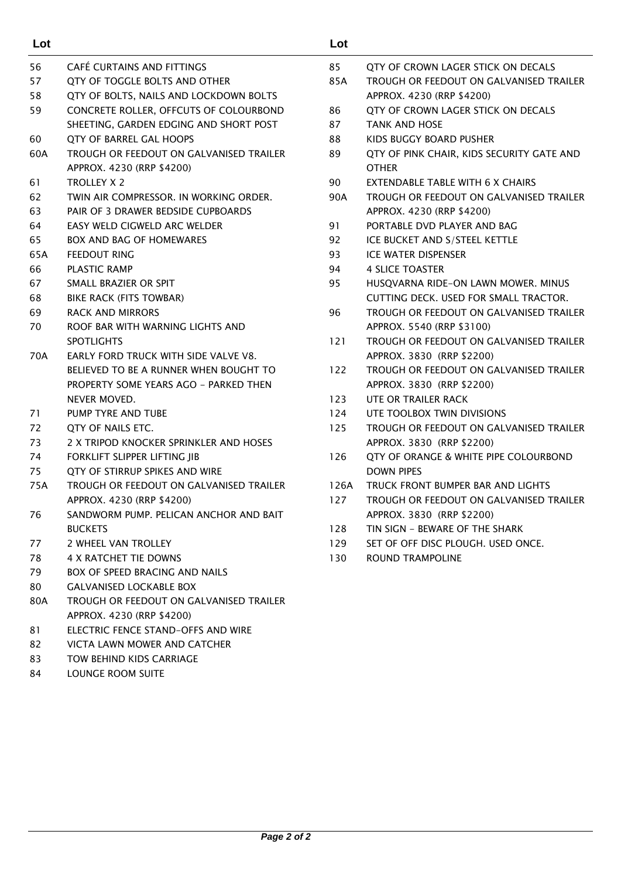| Lot | |
|---|---|
| 56 | CAFÉ CURTAINS AND FITTINGS |
| 57 | QTY OF TOGGLE BOLTS AND OTHER |
| 58 | QTY OF BOLTS, NAILS AND LOCKDOWN BOLTS |
| 59 | CONCRETE ROLLER, OFFCUTS OF COLOURBOND SHEETING, GARDEN EDGING AND SHORT POST |
| 60 | QTY OF BARREL GAL HOOPS |
| 60A | TROUGH OR FEEDOUT ON GALVANISED TRAILER APPROX. 4230 (RRP $4200) |
| 61 | TROLLEY X 2 |
| 62 | TWIN AIR COMPRESSOR. IN WORKING ORDER. |
| 63 | PAIR OF 3 DRAWER BEDSIDE CUPBOARDS |
| 64 | EASY WELD CIGWELD ARC WELDER |
| 65 | BOX AND BAG OF HOMEWARES |
| 65A | FEEDOUT RING |
| 66 | PLASTIC RAMP |
| 67 | SMALL BRAZIER OR SPIT |
| 68 | BIKE RACK (FITS TOWBAR) |
| 69 | RACK AND MIRRORS |
| 70 | ROOF BAR WITH WARNING LIGHTS AND SPOTLIGHTS |
| 70A | EARLY FORD TRUCK WITH SIDE VALVE V8. BELIEVED TO BE A RUNNER WHEN BOUGHT TO PROPERTY SOME YEARS AGO - PARKED THEN NEVER MOVED. |
| 71 | PUMP TYRE AND TUBE |
| 72 | QTY OF NAILS ETC. |
| 73 | 2 X TRIPOD KNOCKER SPRINKLER AND HOSES |
| 74 | FORKLIFT SLIPPER LIFTING JIB |
| 75 | QTY OF STIRRUP SPIKES AND WIRE |
| 75A | TROUGH OR FEEDOUT ON GALVANISED TRAILER APPROX. 4230 (RRP $4200) |
| 76 | SANDWORM PUMP. PELICAN ANCHOR AND BAIT BUCKETS |
| 77 | 2 WHEEL VAN TROLLEY |
| 78 | 4 X RATCHET TIE DOWNS |
| 79 | BOX OF SPEED BRACING AND NAILS |
| 80 | GALVANISED LOCKABLE BOX |
| 80A | TROUGH OR FEEDOUT ON GALVANISED TRAILER APPROX. 4230 (RRP $4200) |
| 81 | ELECTRIC FENCE STAND-OFFS AND WIRE |
| 82 | VICTA LAWN MOWER AND CATCHER |
| 83 | TOW BEHIND KIDS CARRIAGE |
| 84 | LOUNGE ROOM SUITE |
| 85 | QTY OF CROWN LAGER STICK ON DECALS |
| 85A | TROUGH OR FEEDOUT ON GALVANISED TRAILER APPROX. 4230 (RRP $4200) |
| 86 | QTY OF CROWN LAGER STICK ON DECALS |
| 87 | TANK AND HOSE |
| 88 | KIDS BUGGY BOARD PUSHER |
| 89 | QTY OF PINK CHAIR, KIDS SECURITY GATE AND OTHER |
| 90 | EXTENDABLE TABLE WITH 6 X CHAIRS |
| 90A | TROUGH OR FEEDOUT ON GALVANISED TRAILER APPROX. 4230 (RRP $4200) |
| 91 | PORTABLE DVD PLAYER AND BAG |
| 92 | ICE BUCKET AND S/STEEL KETTLE |
| 93 | ICE WATER DISPENSER |
| 94 | 4 SLICE TOASTER |
| 95 | HUSQVARNA RIDE-ON LAWN MOWER. MINUS CUTTING DECK. USED FOR SMALL TRACTOR. |
| 96 | TROUGH OR FEEDOUT ON GALVANISED TRAILER APPROX. 5540 (RRP $3100) |
| 121 | TROUGH OR FEEDOUT ON GALVANISED TRAILER APPROX. 3830 (RRP $2200) |
| 122 | TROUGH OR FEEDOUT ON GALVANISED TRAILER APPROX. 3830 (RRP $2200) |
| 123 | UTE OR TRAILER RACK |
| 124 | UTE TOOLBOX TWIN DIVISIONS |
| 125 | TROUGH OR FEEDOUT ON GALVANISED TRAILER APPROX. 3830 (RRP $2200) |
| 126 | QTY OF ORANGE & WHITE PIPE COLOURBOND DOWN PIPES |
| 126A | TRUCK FRONT BUMPER BAR AND LIGHTS |
| 127 | TROUGH OR FEEDOUT ON GALVANISED TRAILER APPROX. 3830 (RRP $2200) |
| 128 | TIN SIGN - BEWARE OF THE SHARK |
| 129 | SET OF OFF DISC PLOUGH. USED ONCE. |
| 130 | ROUND TRAMPOLINE |